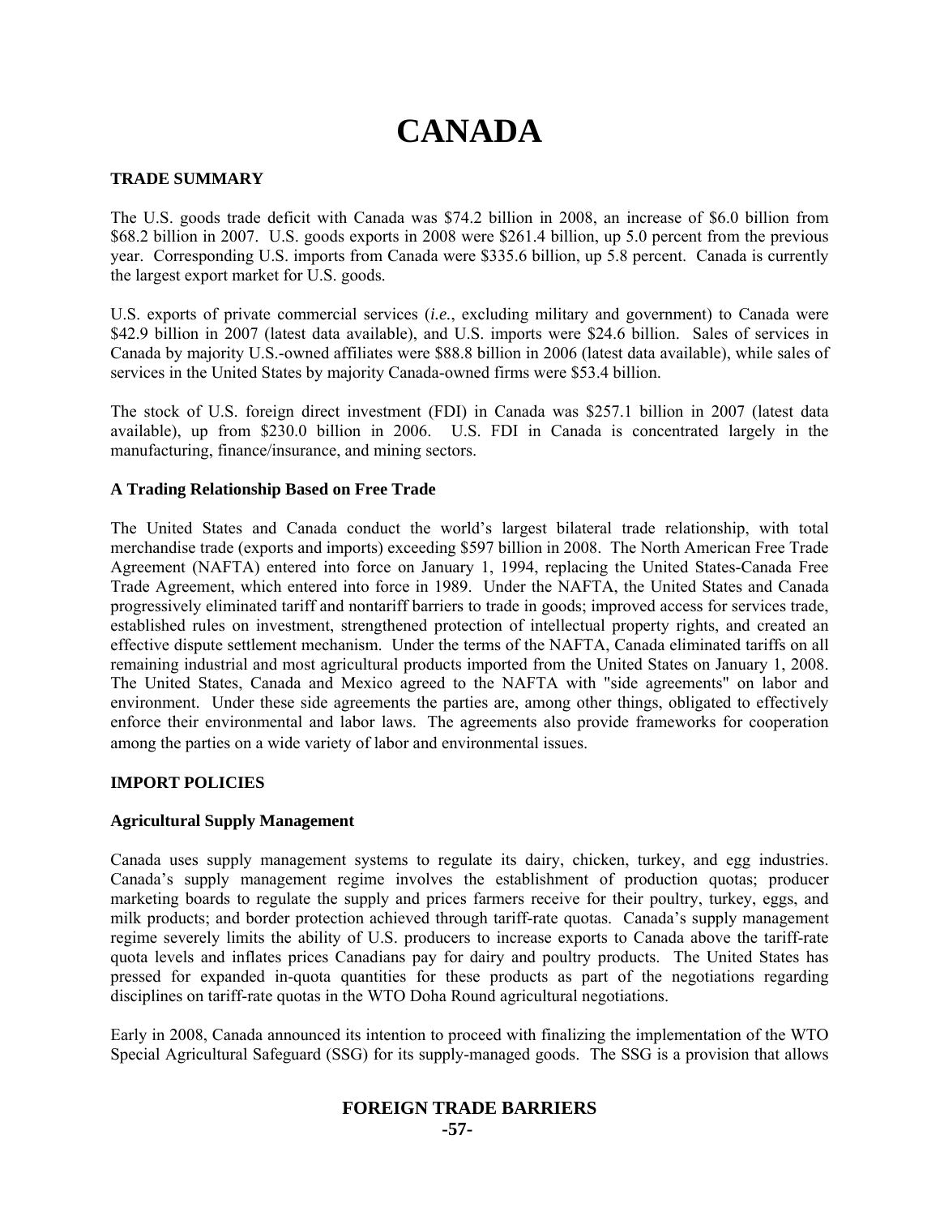# CANADA

## TRADE SUMMARY

The U.S. goods trade deficit with Canada was $74.2 billion in 2008, an increase of $6.0 billion from $68.2 billion in 2007. U.S. goods exports in 2008 were $261.4 billion, up 5.0 percent from the previous year. Corresponding U.S. imports from Canada were $335.6 billion, up 5.8 percent. Canada is currently the largest export market for U.S. goods.

U.S. exports of private commercial services (*i.e.*, excluding military and government) to Canada were $42.9 billion in 2007 (latest data available), and U.S. imports were $24.6 billion. Sales of services in Canada by majority U.S.-owned affiliates were $88.8 billion in 2006 (latest data available), while sales of services in the United States by majority Canada-owned firms were $53.4 billion.

The stock of U.S. foreign direct investment (FDI) in Canada was $257.1 billion in 2007 (latest data available), up from $230.0 billion in 2006. U.S. FDI in Canada is concentrated largely in the manufacturing, finance/insurance, and mining sectors.

### A Trading Relationship Based on Free Trade

The United States and Canada conduct the world's largest bilateral trade relationship, with total merchandise trade (exports and imports) exceeding $597 billion in 2008. The North American Free Trade Agreement (NAFTA) entered into force on January 1, 1994, replacing the United States-Canada Free Trade Agreement, which entered into force in 1989. Under the NAFTA, the United States and Canada progressively eliminated tariff and nontariff barriers to trade in goods; improved access for services trade, established rules on investment, strengthened protection of intellectual property rights, and created an effective dispute settlement mechanism. Under the terms of the NAFTA, Canada eliminated tariffs on all remaining industrial and most agricultural products imported from the United States on January 1, 2008. The United States, Canada and Mexico agreed to the NAFTA with "side agreements" on labor and environment. Under these side agreements the parties are, among other things, obligated to effectively enforce their environmental and labor laws. The agreements also provide frameworks for cooperation among the parties on a wide variety of labor and environmental issues.

## IMPORT POLICIES

### Agricultural Supply Management

Canada uses supply management systems to regulate its dairy, chicken, turkey, and egg industries. Canada's supply management regime involves the establishment of production quotas; producer marketing boards to regulate the supply and prices farmers receive for their poultry, turkey, eggs, and milk products; and border protection achieved through tariff-rate quotas. Canada's supply management regime severely limits the ability of U.S. producers to increase exports to Canada above the tariff-rate quota levels and inflates prices Canadians pay for dairy and poultry products. The United States has pressed for expanded in-quota quantities for these products as part of the negotiations regarding disciplines on tariff-rate quotas in the WTO Doha Round agricultural negotiations.

Early in 2008, Canada announced its intention to proceed with finalizing the implementation of the WTO Special Agricultural Safeguard (SSG) for its supply-managed goods. The SSG is a provision that allows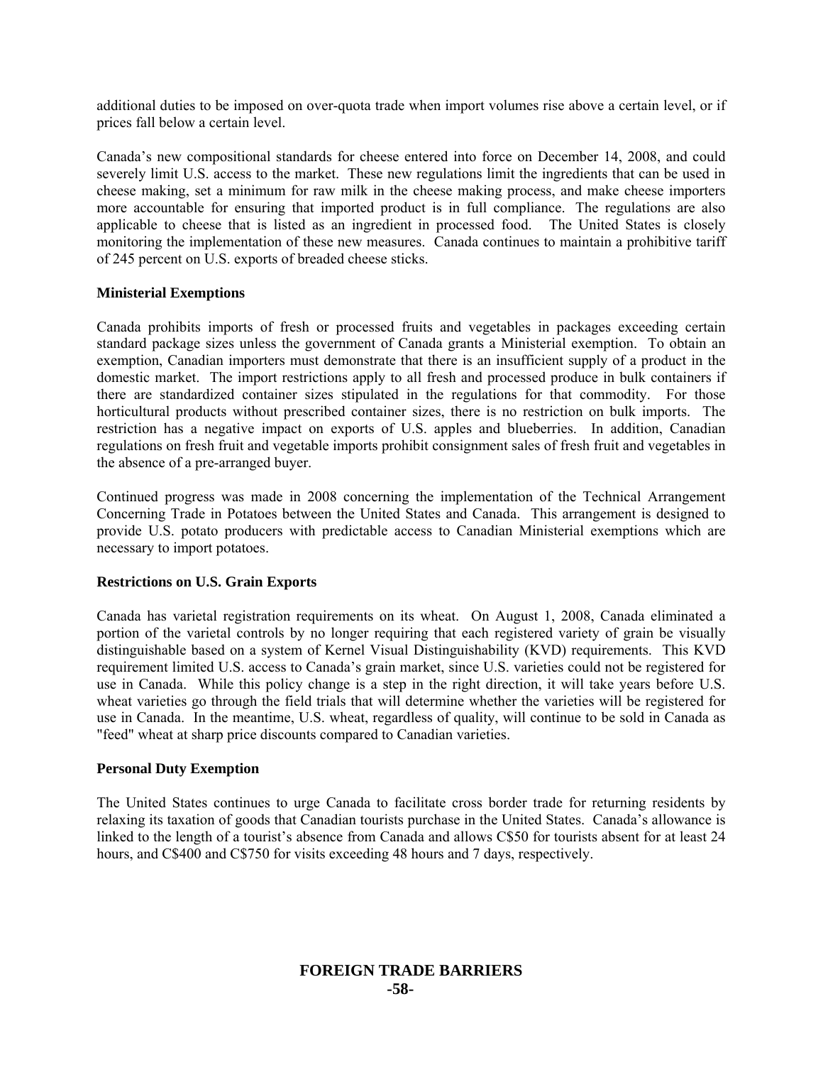additional duties to be imposed on over-quota trade when import volumes rise above a certain level, or if prices fall below a certain level.

Canada's new compositional standards for cheese entered into force on December 14, 2008, and could severely limit U.S. access to the market. These new regulations limit the ingredients that can be used in cheese making, set a minimum for raw milk in the cheese making process, and make cheese importers more accountable for ensuring that imported product is in full compliance. The regulations are also applicable to cheese that is listed as an ingredient in processed food. The United States is closely monitoring the implementation of these new measures. Canada continues to maintain a prohibitive tariff of 245 percent on U.S. exports of breaded cheese sticks.

**Ministerial Exemptions**

Canada prohibits imports of fresh or processed fruits and vegetables in packages exceeding certain standard package sizes unless the government of Canada grants a Ministerial exemption. To obtain an exemption, Canadian importers must demonstrate that there is an insufficient supply of a product in the domestic market. The import restrictions apply to all fresh and processed produce in bulk containers if there are standardized container sizes stipulated in the regulations for that commodity. For those horticultural products without prescribed container sizes, there is no restriction on bulk imports. The restriction has a negative impact on exports of U.S. apples and blueberries. In addition, Canadian regulations on fresh fruit and vegetable imports prohibit consignment sales of fresh fruit and vegetables in the absence of a pre-arranged buyer.

Continued progress was made in 2008 concerning the implementation of the Technical Arrangement Concerning Trade in Potatoes between the United States and Canada. This arrangement is designed to provide U.S. potato producers with predictable access to Canadian Ministerial exemptions which are necessary to import potatoes.

**Restrictions on U.S. Grain Exports**

Canada has varietal registration requirements on its wheat. On August 1, 2008, Canada eliminated a portion of the varietal controls by no longer requiring that each registered variety of grain be visually distinguishable based on a system of Kernel Visual Distinguishability (KVD) requirements. This KVD requirement limited U.S. access to Canada's grain market, since U.S. varieties could not be registered for use in Canada. While this policy change is a step in the right direction, it will take years before U.S. wheat varieties go through the field trials that will determine whether the varieties will be registered for use in Canada. In the meantime, U.S. wheat, regardless of quality, will continue to be sold in Canada as "feed" wheat at sharp price discounts compared to Canadian varieties.

**Personal Duty Exemption**

The United States continues to urge Canada to facilitate cross border trade for returning residents by relaxing its taxation of goods that Canadian tourists purchase in the United States. Canada's allowance is linked to the length of a tourist's absence from Canada and allows C$50 for tourists absent for at least 24 hours, and C$400 and C$750 for visits exceeding 48 hours and 7 days, respectively.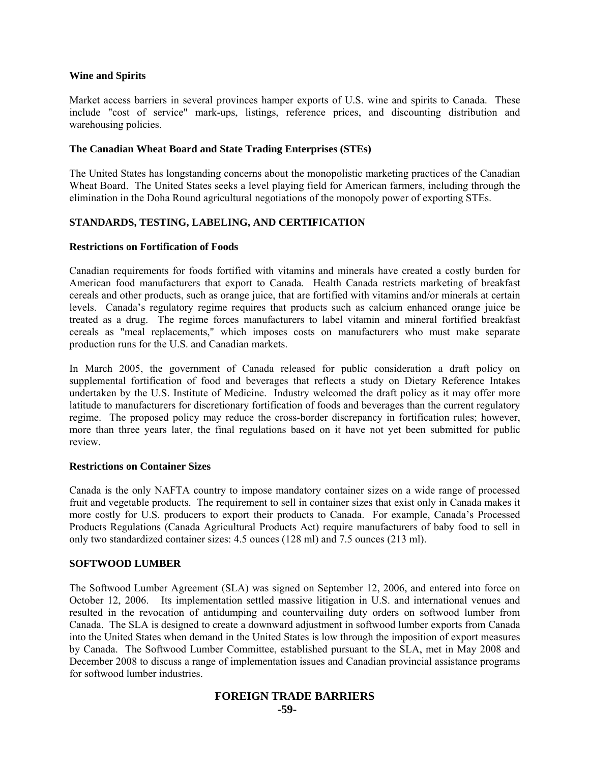**Wine and Spirits**

Market access barriers in several provinces hamper exports of U.S. wine and spirits to Canada. These include "cost of service" mark-ups, listings, reference prices, and discounting distribution and warehousing policies.

**The Canadian Wheat Board and State Trading Enterprises (STEs)**

The United States has longstanding concerns about the monopolistic marketing practices of the Canadian Wheat Board. The United States seeks a level playing field for American farmers, including through the elimination in the Doha Round agricultural negotiations of the monopoly power of exporting STEs.

## STANDARDS, TESTING, LABELING, AND CERTIFICATION

**Restrictions on Fortification of Foods**

Canadian requirements for foods fortified with vitamins and minerals have created a costly burden for American food manufacturers that export to Canada. Health Canada restricts marketing of breakfast cereals and other products, such as orange juice, that are fortified with vitamins and/or minerals at certain levels. Canada's regulatory regime requires that products such as calcium enhanced orange juice be treated as a drug. The regime forces manufacturers to label vitamin and mineral fortified breakfast cereals as "meal replacements," which imposes costs on manufacturers who must make separate production runs for the U.S. and Canadian markets.

In March 2005, the government of Canada released for public consideration a draft policy on supplemental fortification of food and beverages that reflects a study on Dietary Reference Intakes undertaken by the U.S. Institute of Medicine. Industry welcomed the draft policy as it may offer more latitude to manufacturers for discretionary fortification of foods and beverages than the current regulatory regime. The proposed policy may reduce the cross-border discrepancy in fortification rules; however, more than three years later, the final regulations based on it have not yet been submitted for public review.

**Restrictions on Container Sizes**

Canada is the only NAFTA country to impose mandatory container sizes on a wide range of processed fruit and vegetable products. The requirement to sell in container sizes that exist only in Canada makes it more costly for U.S. producers to export their products to Canada. For example, Canada's Processed Products Regulations (Canada Agricultural Products Act) require manufacturers of baby food to sell in only two standardized container sizes: 4.5 ounces (128 ml) and 7.5 ounces (213 ml).

## SOFTWOOD LUMBER

The Softwood Lumber Agreement (SLA) was signed on September 12, 2006, and entered into force on October 12, 2006. Its implementation settled massive litigation in U.S. and international venues and resulted in the revocation of antidumping and countervailing duty orders on softwood lumber from Canada. The SLA is designed to create a downward adjustment in softwood lumber exports from Canada into the United States when demand in the United States is low through the imposition of export measures by Canada. The Softwood Lumber Committee, established pursuant to the SLA, met in May 2008 and December 2008 to discuss a range of implementation issues and Canadian provincial assistance programs for softwood lumber industries.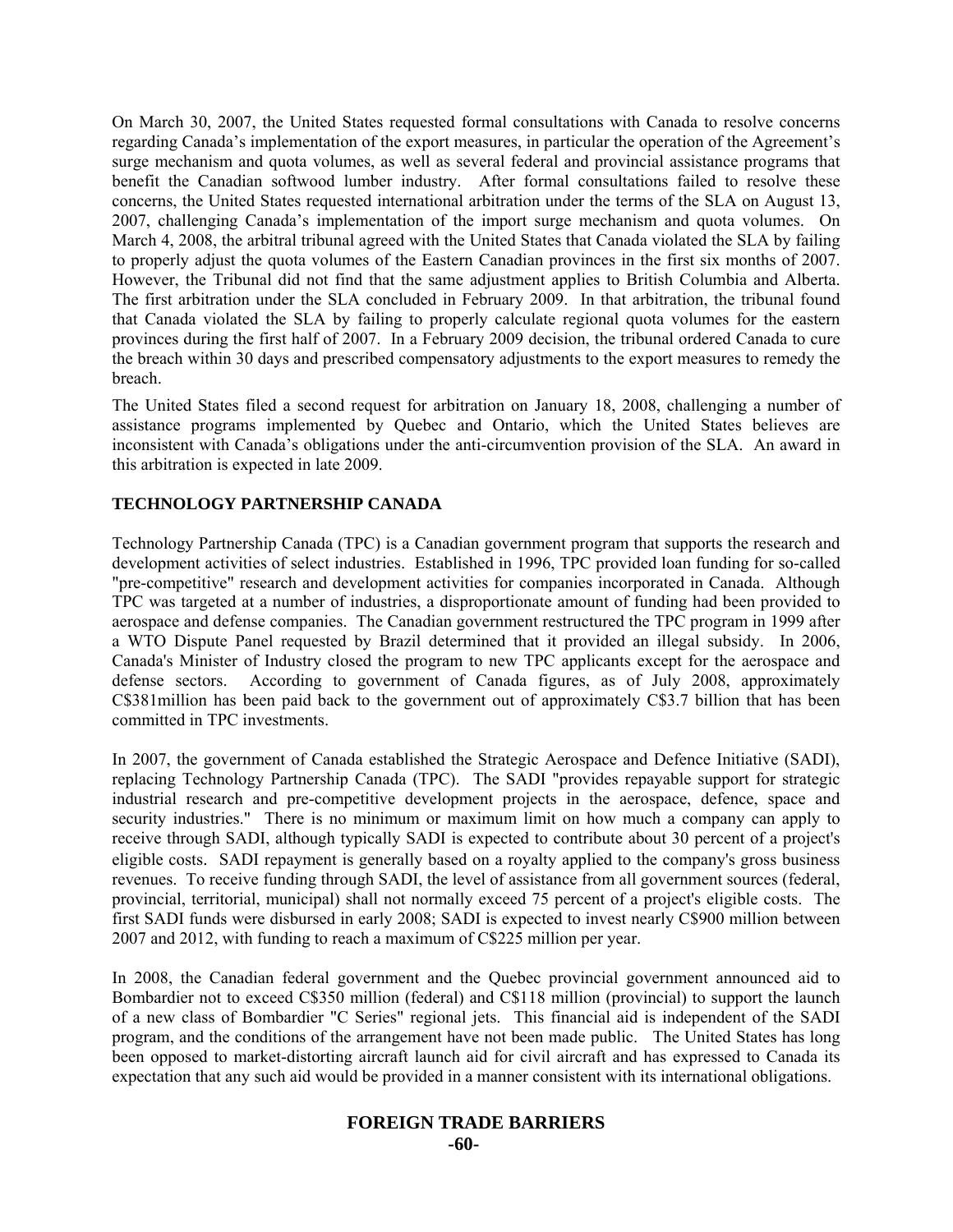On March 30, 2007, the United States requested formal consultations with Canada to resolve concerns regarding Canada's implementation of the export measures, in particular the operation of the Agreement's surge mechanism and quota volumes, as well as several federal and provincial assistance programs that benefit the Canadian softwood lumber industry. After formal consultations failed to resolve these concerns, the United States requested international arbitration under the terms of the SLA on August 13, 2007, challenging Canada's implementation of the import surge mechanism and quota volumes. On March 4, 2008, the arbitral tribunal agreed with the United States that Canada violated the SLA by failing to properly adjust the quota volumes of the Eastern Canadian provinces in the first six months of 2007. However, the Tribunal did not find that the same adjustment applies to British Columbia and Alberta. The first arbitration under the SLA concluded in February 2009. In that arbitration, the tribunal found that Canada violated the SLA by failing to properly calculate regional quota volumes for the eastern provinces during the first half of 2007. In a February 2009 decision, the tribunal ordered Canada to cure the breach within 30 days and prescribed compensatory adjustments to the export measures to remedy the breach.

The United States filed a second request for arbitration on January 18, 2008, challenging a number of assistance programs implemented by Quebec and Ontario, which the United States believes are inconsistent with Canada's obligations under the anti-circumvention provision of the SLA. An award in this arbitration is expected in late 2009.

**TECHNOLOGY PARTNERSHIP CANADA**

Technology Partnership Canada (TPC) is a Canadian government program that supports the research and development activities of select industries. Established in 1996, TPC provided loan funding for so-called "pre-competitive" research and development activities for companies incorporated in Canada. Although TPC was targeted at a number of industries, a disproportionate amount of funding had been provided to aerospace and defense companies. The Canadian government restructured the TPC program in 1999 after a WTO Dispute Panel requested by Brazil determined that it provided an illegal subsidy. In 2006, Canada's Minister of Industry closed the program to new TPC applicants except for the aerospace and defense sectors. According to government of Canada figures, as of July 2008, approximately C$381million has been paid back to the government out of approximately C$3.7 billion that has been committed in TPC investments.

In 2007, the government of Canada established the Strategic Aerospace and Defence Initiative (SADI), replacing Technology Partnership Canada (TPC). The SADI "provides repayable support for strategic industrial research and pre-competitive development projects in the aerospace, defence, space and security industries." There is no minimum or maximum limit on how much a company can apply to receive through SADI, although typically SADI is expected to contribute about 30 percent of a project's eligible costs. SADI repayment is generally based on a royalty applied to the company's gross business revenues. To receive funding through SADI, the level of assistance from all government sources (federal, provincial, territorial, municipal) shall not normally exceed 75 percent of a project's eligible costs. The first SADI funds were disbursed in early 2008; SADI is expected to invest nearly C$900 million between 2007 and 2012, with funding to reach a maximum of C$225 million per year.

In 2008, the Canadian federal government and the Quebec provincial government announced aid to Bombardier not to exceed C$350 million (federal) and C$118 million (provincial) to support the launch of a new class of Bombardier "C Series" regional jets. This financial aid is independent of the SADI program, and the conditions of the arrangement have not been made public. The United States has long been opposed to market-distorting aircraft launch aid for civil aircraft and has expressed to Canada its expectation that any such aid would be provided in a manner consistent with its international obligations.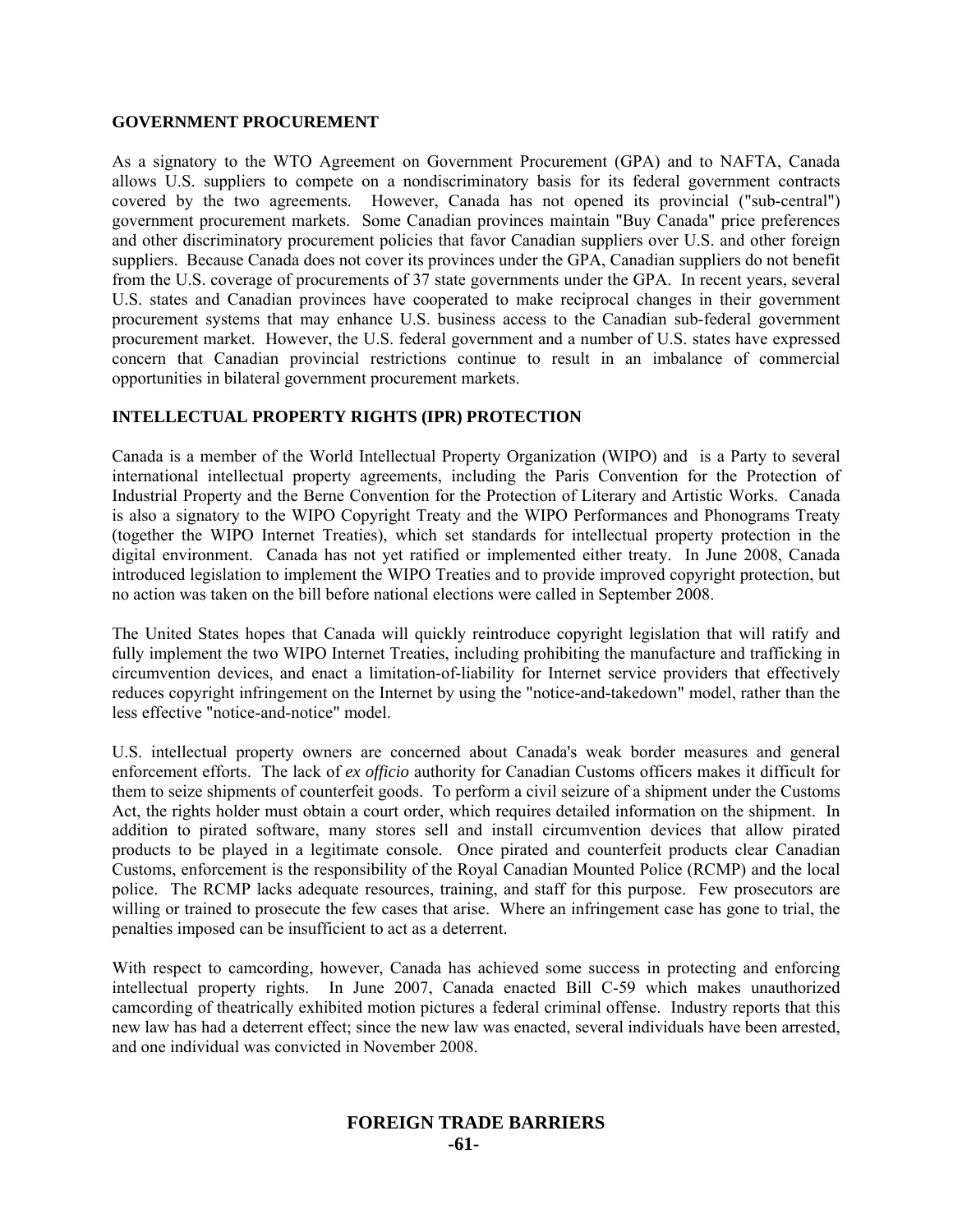**GOVERNMENT PROCUREMENT**

As a signatory to the WTO Agreement on Government Procurement (GPA) and to NAFTA, Canada allows U.S. suppliers to compete on a nondiscriminatory basis for its federal government contracts covered by the two agreements. However, Canada has not opened its provincial ("sub-central") government procurement markets. Some Canadian provinces maintain "Buy Canada" price preferences and other discriminatory procurement policies that favor Canadian suppliers over U.S. and other foreign suppliers. Because Canada does not cover its provinces under the GPA, Canadian suppliers do not benefit from the U.S. coverage of procurements of 37 state governments under the GPA. In recent years, several U.S. states and Canadian provinces have cooperated to make reciprocal changes in their government procurement systems that may enhance U.S. business access to the Canadian sub-federal government procurement market. However, the U.S. federal government and a number of U.S. states have expressed concern that Canadian provincial restrictions continue to result in an imbalance of commercial opportunities in bilateral government procurement markets.

**INTELLECTUAL PROPERTY RIGHTS (IPR) PROTECTION**

Canada is a member of the World Intellectual Property Organization (WIPO) and is a Party to several international intellectual property agreements, including the Paris Convention for the Protection of Industrial Property and the Berne Convention for the Protection of Literary and Artistic Works. Canada is also a signatory to the WIPO Copyright Treaty and the WIPO Performances and Phonograms Treaty (together the WIPO Internet Treaties), which set standards for intellectual property protection in the digital environment. Canada has not yet ratified or implemented either treaty. In June 2008, Canada introduced legislation to implement the WIPO Treaties and to provide improved copyright protection, but no action was taken on the bill before national elections were called in September 2008.

The United States hopes that Canada will quickly reintroduce copyright legislation that will ratify and fully implement the two WIPO Internet Treaties, including prohibiting the manufacture and trafficking in circumvention devices, and enact a limitation-of-liability for Internet service providers that effectively reduces copyright infringement on the Internet by using the "notice-and-takedown" model, rather than the less effective "notice-and-notice" model.

U.S. intellectual property owners are concerned about Canada's weak border measures and general enforcement efforts. The lack of *ex officio* authority for Canadian Customs officers makes it difficult for them to seize shipments of counterfeit goods. To perform a civil seizure of a shipment under the Customs Act, the rights holder must obtain a court order, which requires detailed information on the shipment. In addition to pirated software, many stores sell and install circumvention devices that allow pirated products to be played in a legitimate console. Once pirated and counterfeit products clear Canadian Customs, enforcement is the responsibility of the Royal Canadian Mounted Police (RCMP) and the local police. The RCMP lacks adequate resources, training, and staff for this purpose. Few prosecutors are willing or trained to prosecute the few cases that arise. Where an infringement case has gone to trial, the penalties imposed can be insufficient to act as a deterrent.

With respect to camcording, however, Canada has achieved some success in protecting and enforcing intellectual property rights. In June 2007, Canada enacted Bill C-59 which makes unauthorized camcording of theatrically exhibited motion pictures a federal criminal offense. Industry reports that this new law has had a deterrent effect; since the new law was enacted, several individuals have been arrested, and one individual was convicted in November 2008.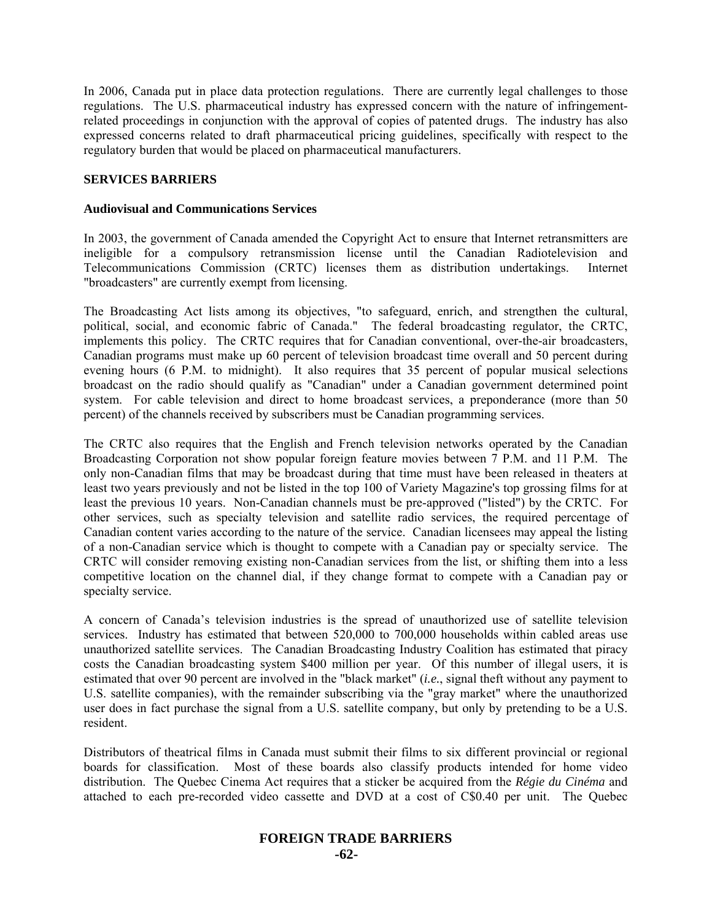In 2006, Canada put in place data protection regulations. There are currently legal challenges to those regulations. The U.S. pharmaceutical industry has expressed concern with the nature of infringement-related proceedings in conjunction with the approval of copies of patented drugs. The industry has also expressed concerns related to draft pharmaceutical pricing guidelines, specifically with respect to the regulatory burden that would be placed on pharmaceutical manufacturers.

## SERVICES BARRIERS

### Audiovisual and Communications Services

In 2003, the government of Canada amended the Copyright Act to ensure that Internet retransmitters are ineligible for a compulsory retransmission license until the Canadian Radiotelevision and Telecommunications Commission (CRTC) licenses them as distribution undertakings. Internet "broadcasters" are currently exempt from licensing.

The Broadcasting Act lists among its objectives, "to safeguard, enrich, and strengthen the cultural, political, social, and economic fabric of Canada." The federal broadcasting regulator, the CRTC, implements this policy. The CRTC requires that for Canadian conventional, over-the-air broadcasters, Canadian programs must make up 60 percent of television broadcast time overall and 50 percent during evening hours (6 P.M. to midnight). It also requires that 35 percent of popular musical selections broadcast on the radio should qualify as "Canadian" under a Canadian government determined point system. For cable television and direct to home broadcast services, a preponderance (more than 50 percent) of the channels received by subscribers must be Canadian programming services.

The CRTC also requires that the English and French television networks operated by the Canadian Broadcasting Corporation not show popular foreign feature movies between 7 P.M. and 11 P.M. The only non-Canadian films that may be broadcast during that time must have been released in theaters at least two years previously and not be listed in the top 100 of Variety Magazine's top grossing films for at least the previous 10 years. Non-Canadian channels must be pre-approved ("listed") by the CRTC. For other services, such as specialty television and satellite radio services, the required percentage of Canadian content varies according to the nature of the service. Canadian licensees may appeal the listing of a non-Canadian service which is thought to compete with a Canadian pay or specialty service. The CRTC will consider removing existing non-Canadian services from the list, or shifting them into a less competitive location on the channel dial, if they change format to compete with a Canadian pay or specialty service.

A concern of Canada's television industries is the spread of unauthorized use of satellite television services. Industry has estimated that between 520,000 to 700,000 households within cabled areas use unauthorized satellite services. The Canadian Broadcasting Industry Coalition has estimated that piracy costs the Canadian broadcasting system $400 million per year. Of this number of illegal users, it is estimated that over 90 percent are involved in the "black market" (*i.e.*, signal theft without any payment to U.S. satellite companies), with the remainder subscribing via the "gray market" where the unauthorized user does in fact purchase the signal from a U.S. satellite company, but only by pretending to be a U.S. resident.

Distributors of theatrical films in Canada must submit their films to six different provincial or regional boards for classification. Most of these boards also classify products intended for home video distribution. The Quebec Cinema Act requires that a sticker be acquired from the *Régie du Cinéma* and attached to each pre-recorded video cassette and DVD at a cost of C$0.40 per unit. The Quebec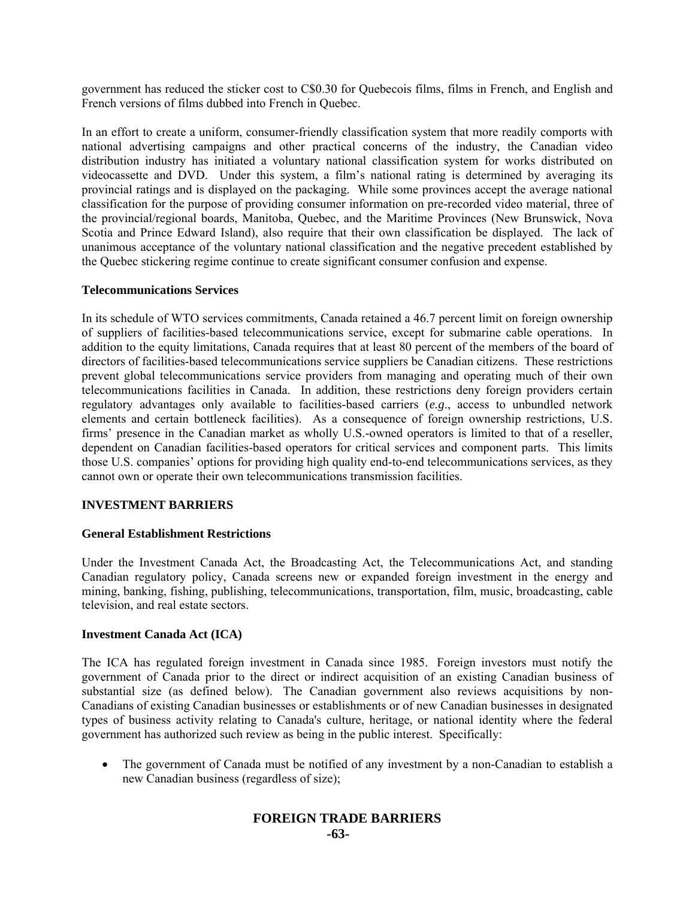government has reduced the sticker cost to C$0.30 for Quebecois films, films in French, and English and French versions of films dubbed into French in Quebec.

In an effort to create a uniform, consumer-friendly classification system that more readily comports with national advertising campaigns and other practical concerns of the industry, the Canadian video distribution industry has initiated a voluntary national classification system for works distributed on videocassette and DVD. Under this system, a film's national rating is determined by averaging its provincial ratings and is displayed on the packaging. While some provinces accept the average national classification for the purpose of providing consumer information on pre-recorded video material, three of the provincial/regional boards, Manitoba, Quebec, and the Maritime Provinces (New Brunswick, Nova Scotia and Prince Edward Island), also require that their own classification be displayed. The lack of unanimous acceptance of the voluntary national classification and the negative precedent established by the Quebec stickering regime continue to create significant consumer confusion and expense.

**Telecommunications Services**

In its schedule of WTO services commitments, Canada retained a 46.7 percent limit on foreign ownership of suppliers of facilities-based telecommunications service, except for submarine cable operations. In addition to the equity limitations, Canada requires that at least 80 percent of the members of the board of directors of facilities-based telecommunications service suppliers be Canadian citizens. These restrictions prevent global telecommunications service providers from managing and operating much of their own telecommunications facilities in Canada. In addition, these restrictions deny foreign providers certain regulatory advantages only available to facilities-based carriers (*e.g.*, access to unbundled network elements and certain bottleneck facilities). As a consequence of foreign ownership restrictions, U.S. firms' presence in the Canadian market as wholly U.S.-owned operators is limited to that of a reseller, dependent on Canadian facilities-based operators for critical services and component parts. This limits those U.S. companies' options for providing high quality end-to-end telecommunications services, as they cannot own or operate their own telecommunications transmission facilities.

## INVESTMENT BARRIERS

**General Establishment Restrictions**

Under the Investment Canada Act, the Broadcasting Act, the Telecommunications Act, and standing Canadian regulatory policy, Canada screens new or expanded foreign investment in the energy and mining, banking, fishing, publishing, telecommunications, transportation, film, music, broadcasting, cable television, and real estate sectors.

**Investment Canada Act (ICA)**

The ICA has regulated foreign investment in Canada since 1985. Foreign investors must notify the government of Canada prior to the direct or indirect acquisition of an existing Canadian business of substantial size (as defined below). The Canadian government also reviews acquisitions by non-Canadians of existing Canadian businesses or establishments or of new Canadian businesses in designated types of business activity relating to Canada's culture, heritage, or national identity where the federal government has authorized such review as being in the public interest. Specifically:

- The government of Canada must be notified of any investment by a non-Canadian to establish a new Canadian business (regardless of size);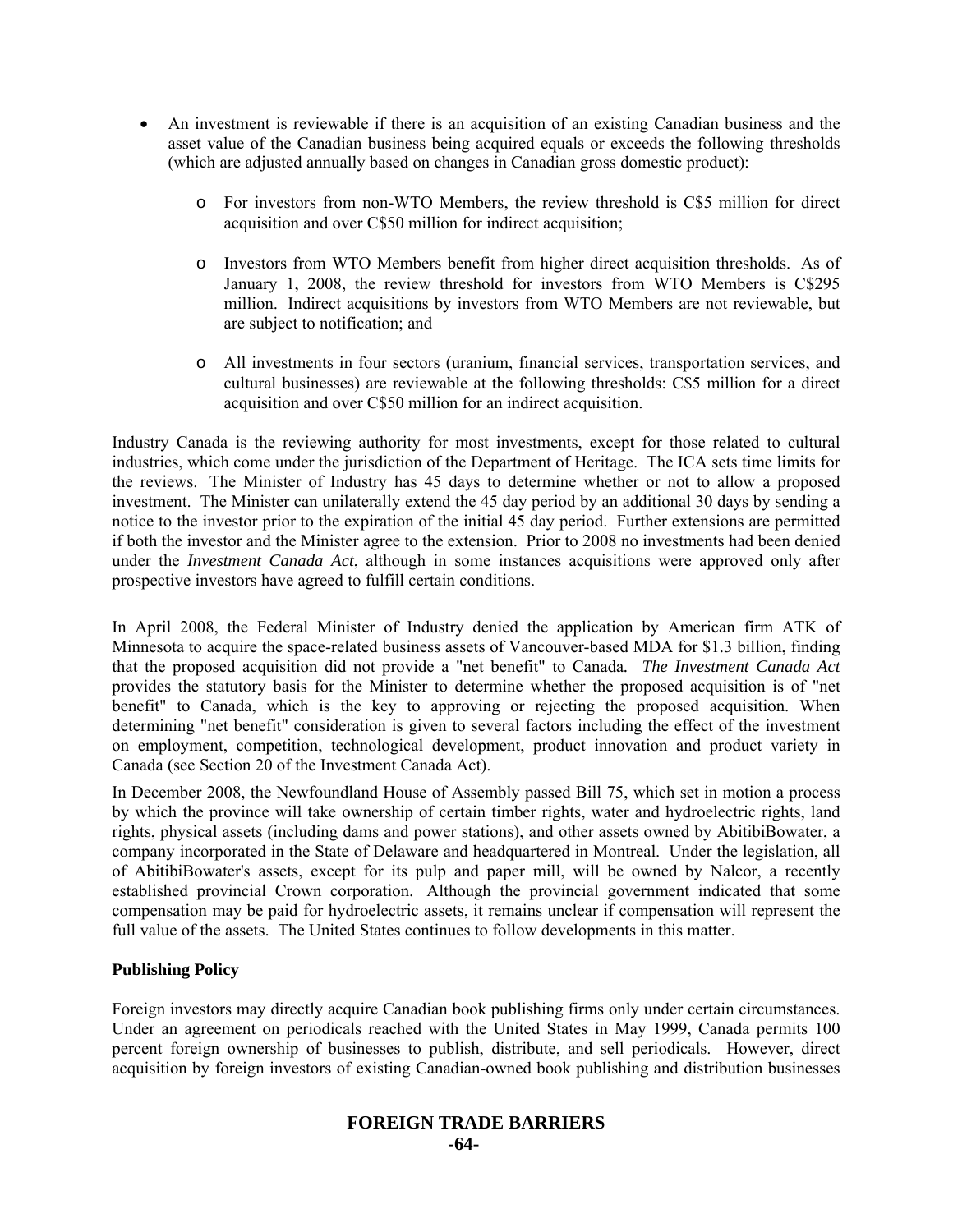- An investment is reviewable if there is an acquisition of an existing Canadian business and the asset value of the Canadian business being acquired equals or exceeds the following thresholds (which are adjusted annually based on changes in Canadian gross domestic product):
  - For investors from non-WTO Members, the review threshold is C$5 million for direct acquisition and over C$50 million for indirect acquisition;
  - Investors from WTO Members benefit from higher direct acquisition thresholds. As of January 1, 2008, the review threshold for investors from WTO Members is C$295 million. Indirect acquisitions by investors from WTO Members are not reviewable, but are subject to notification; and
  - All investments in four sectors (uranium, financial services, transportation services, and cultural businesses) are reviewable at the following thresholds: C$5 million for a direct acquisition and over C$50 million for an indirect acquisition.

Industry Canada is the reviewing authority for most investments, except for those related to cultural industries, which come under the jurisdiction of the Department of Heritage. The ICA sets time limits for the reviews. The Minister of Industry has 45 days to determine whether or not to allow a proposed investment. The Minister can unilaterally extend the 45 day period by an additional 30 days by sending a notice to the investor prior to the expiration of the initial 45 day period. Further extensions are permitted if both the investor and the Minister agree to the extension. Prior to 2008 no investments had been denied under the *Investment Canada Act*, although in some instances acquisitions were approved only after prospective investors have agreed to fulfill certain conditions.

In April 2008, the Federal Minister of Industry denied the application by American firm ATK of Minnesota to acquire the space-related business assets of Vancouver-based MDA for $1.3 billion, finding that the proposed acquisition did not provide a "net benefit" to Canada. *The Investment Canada Act* provides the statutory basis for the Minister to determine whether the proposed acquisition is of "net benefit" to Canada, which is the key to approving or rejecting the proposed acquisition. When determining "net benefit" consideration is given to several factors including the effect of the investment on employment, competition, technological development, product innovation and product variety in Canada (see Section 20 of the Investment Canada Act).

In December 2008, the Newfoundland House of Assembly passed Bill 75, which set in motion a process by which the province will take ownership of certain timber rights, water and hydroelectric rights, land rights, physical assets (including dams and power stations), and other assets owned by AbitibiBowater, a company incorporated in the State of Delaware and headquartered in Montreal. Under the legislation, all of AbitibiBowater's assets, except for its pulp and paper mill, will be owned by Nalcor, a recently established provincial Crown corporation. Although the provincial government indicated that some compensation may be paid for hydroelectric assets, it remains unclear if compensation will represent the full value of the assets. The United States continues to follow developments in this matter.

**Publishing Policy**

Foreign investors may directly acquire Canadian book publishing firms only under certain circumstances. Under an agreement on periodicals reached with the United States in May 1999, Canada permits 100 percent foreign ownership of businesses to publish, distribute, and sell periodicals. However, direct acquisition by foreign investors of existing Canadian-owned book publishing and distribution businesses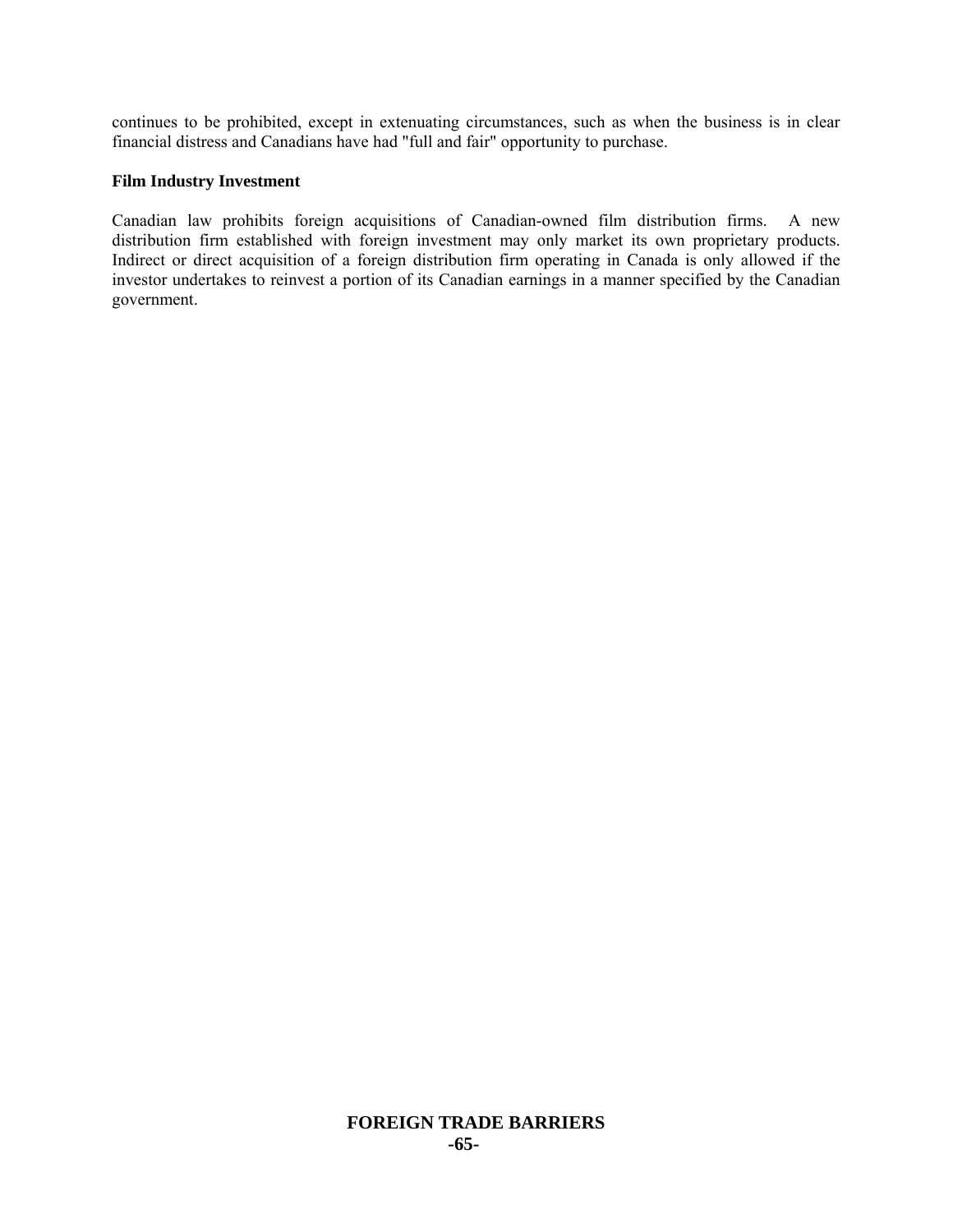continues to be prohibited, except in extenuating circumstances, such as when the business is in clear financial distress and Canadians have had "full and fair" opportunity to purchase.

**Film Industry Investment**

Canadian law prohibits foreign acquisitions of Canadian-owned film distribution firms. A new distribution firm established with foreign investment may only market its own proprietary products. Indirect or direct acquisition of a foreign distribution firm operating in Canada is only allowed if the investor undertakes to reinvest a portion of its Canadian earnings in a manner specified by the Canadian government.